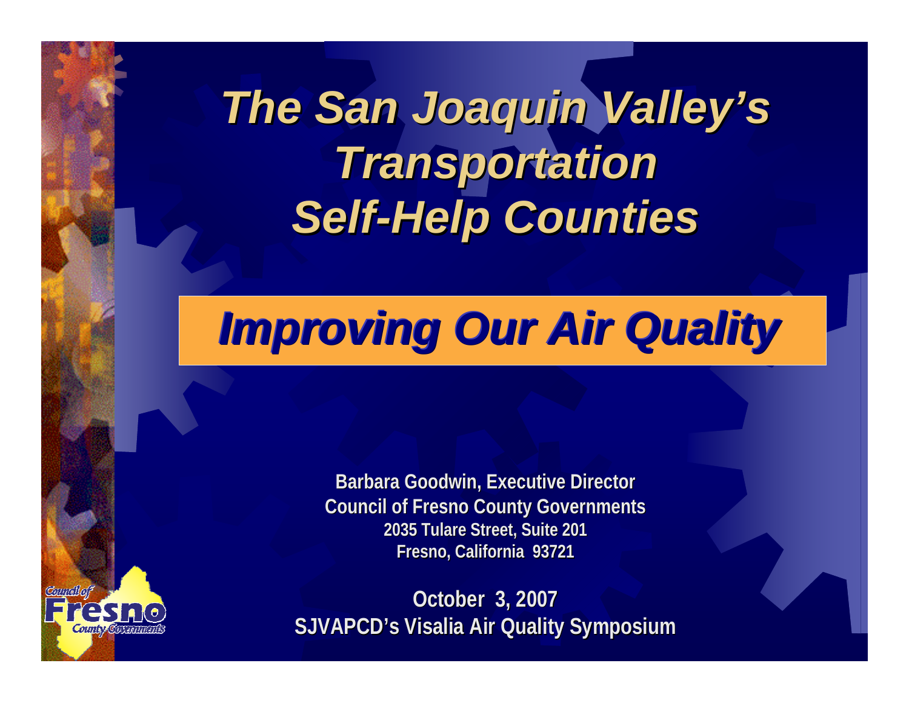# The San Joaquin Valley's Transportation Self-Help Counties

## Improving Our Air Quality

**Barbara Goodwin, Executive Director**
**Council of Fresno County Governments**
**2035 Tulare Street, Suite 201**
**Fresno, California 93721**

**October 3, 2007**
**SJVAPCD's Visalia Air Quality Symposium**

Council of Fresno County Governments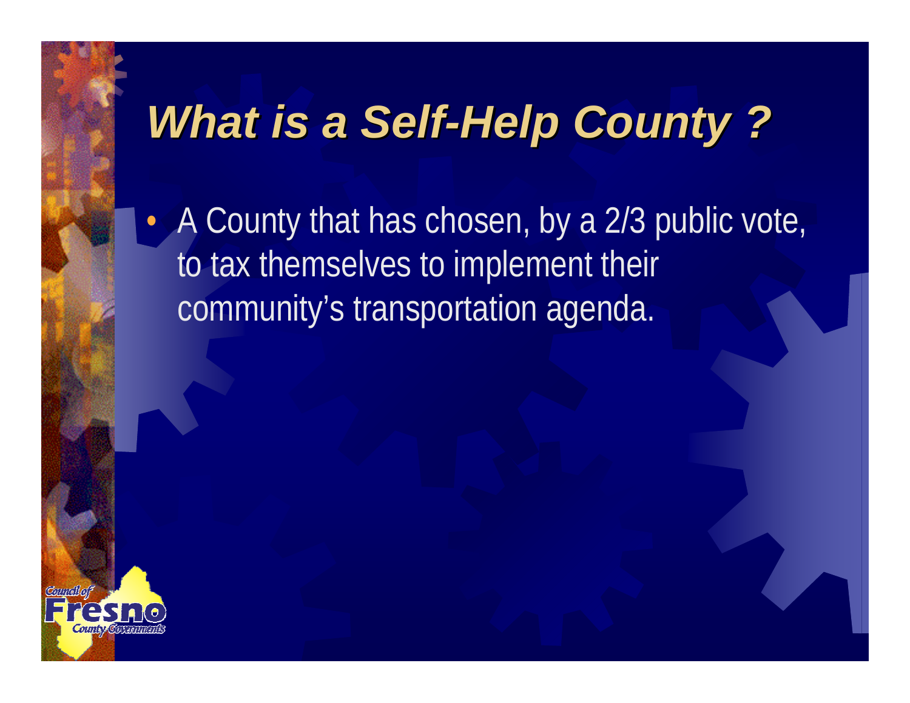# *What is a Self-Help County ?*

- A County that has chosen, by a 2/3 public vote, to tax themselves to implement their community's transportation agenda.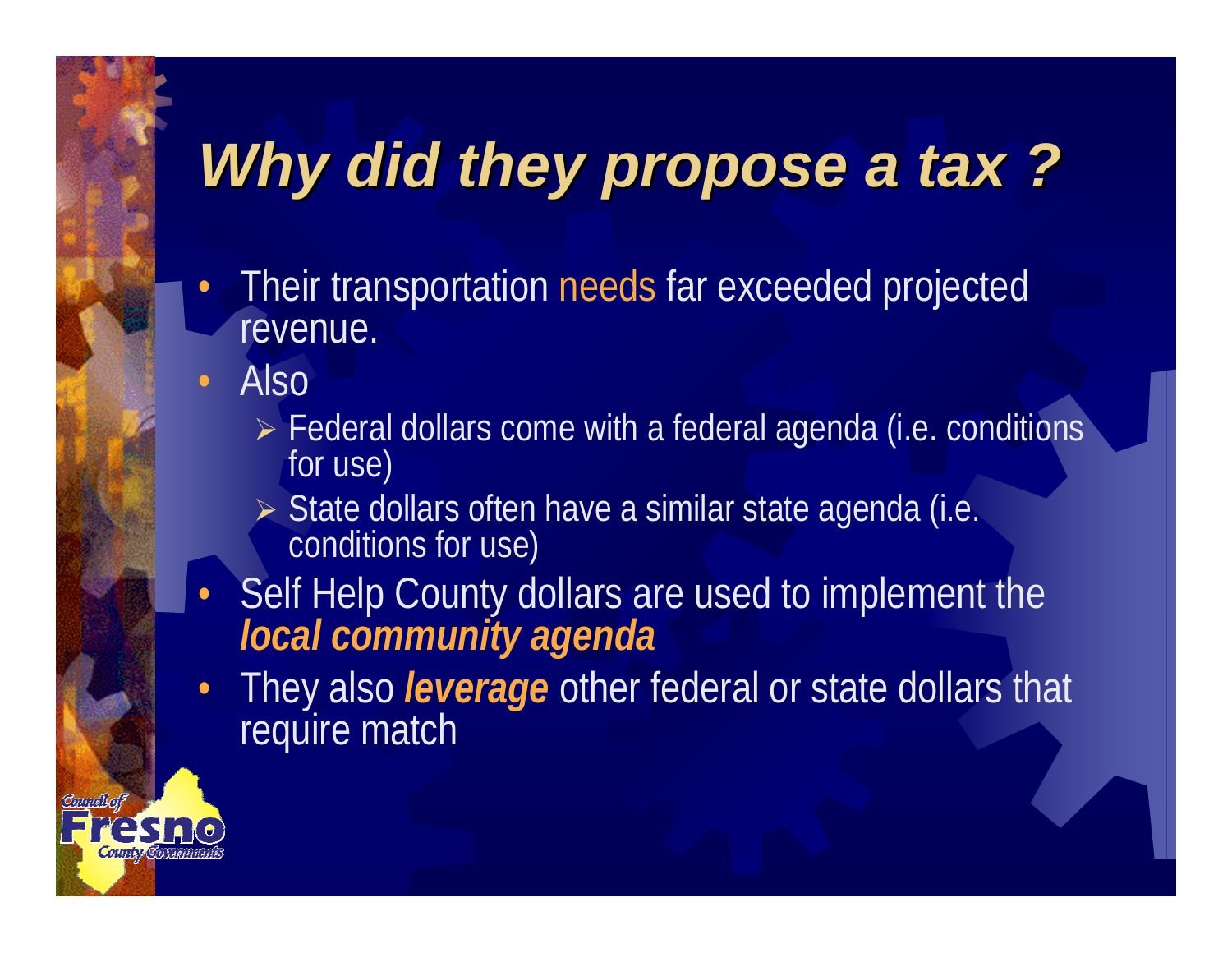# *Why did they propose a tax ?*

- Their transportation needs far exceeded projected revenue.
- Also
  - Federal dollars come with a federal agenda (i.e. conditions for use)
  - State dollars often have a similar state agenda (i.e. conditions for use)
- Self Help County dollars are used to implement the ***local community agenda***
- They also ***leverage*** other federal or state dollars that require match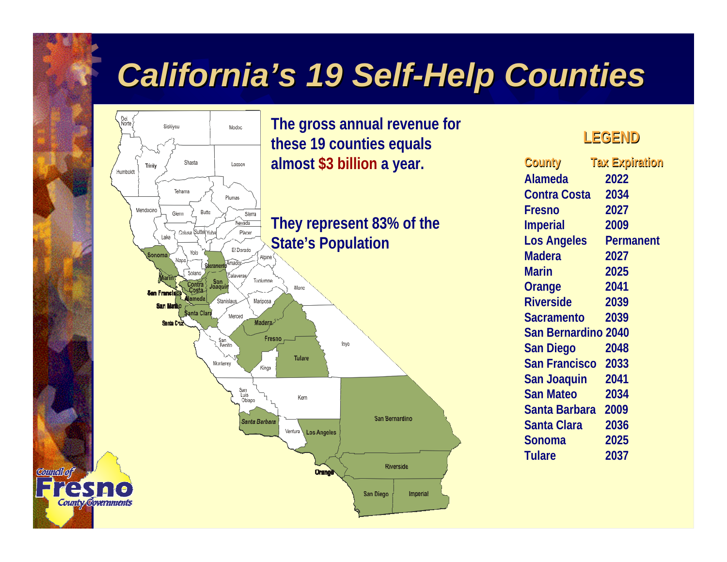# California's 19 Self-Help Counties

The gross annual revenue for these 19 counties equals almost **$3 billion** a year.

They represent 83% of the State's Population

**LEGEND**

| County | Tax Expiration |
|---|---|
| Alameda | 2022 |
| Contra Costa | 2034 |
| Fresno | 2027 |
| Imperial | 2009 |
| Los Angeles | Permanent |
| Madera | 2027 |
| Marin | 2025 |
| Orange | 2041 |
| Riverside | 2039 |
| Sacramento | 2039 |
| San Bernardino | 2040 |
| San Diego | 2048 |
| San Francisco | 2033 |
| San Joaquin | 2041 |
| San Mateo | 2034 |
| Santa Barbara | 2009 |
| Santa Clara | 2036 |
| Sonoma | 2025 |
| Tulare | 2037 |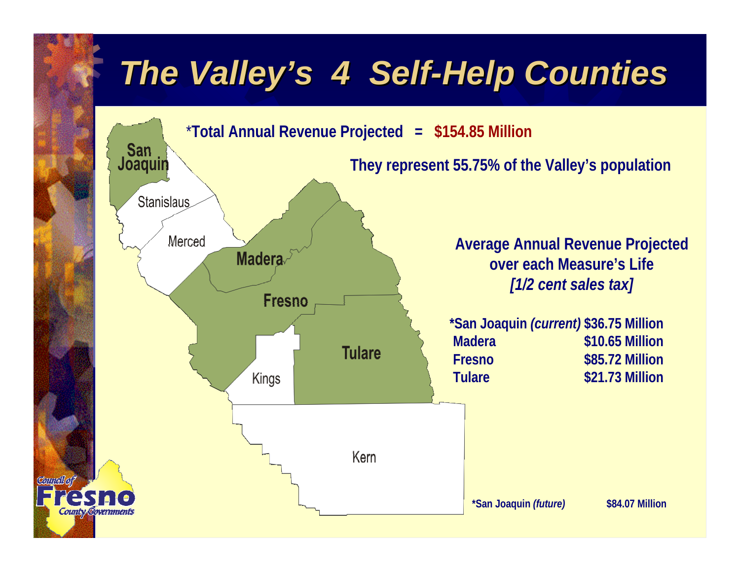# The Valley's 4 Self-Help Counties

*Total Annual Revenue Projected = **$154.85 Million**

**They represent 55.75% of the Valley's population**

San Joaquin

Stanislaus

Merced

Madera

Fresno

Kings

Tulare

Kern

**Average Annual Revenue Projected over each Measure's Life**
***[1/2 cent sales tax]***

| | |
|---|---|
| ***San Joaquin *(current)*** | **$36.75 Million** |
| **Madera** | **$10.65 Million** |
| **Fresno** | **$85.72 Million** |
| **Tulare** | **$21.73 Million** |

**\*San Joaquin *(future)*** **$84.07 Million**

Council of Fresno County Governments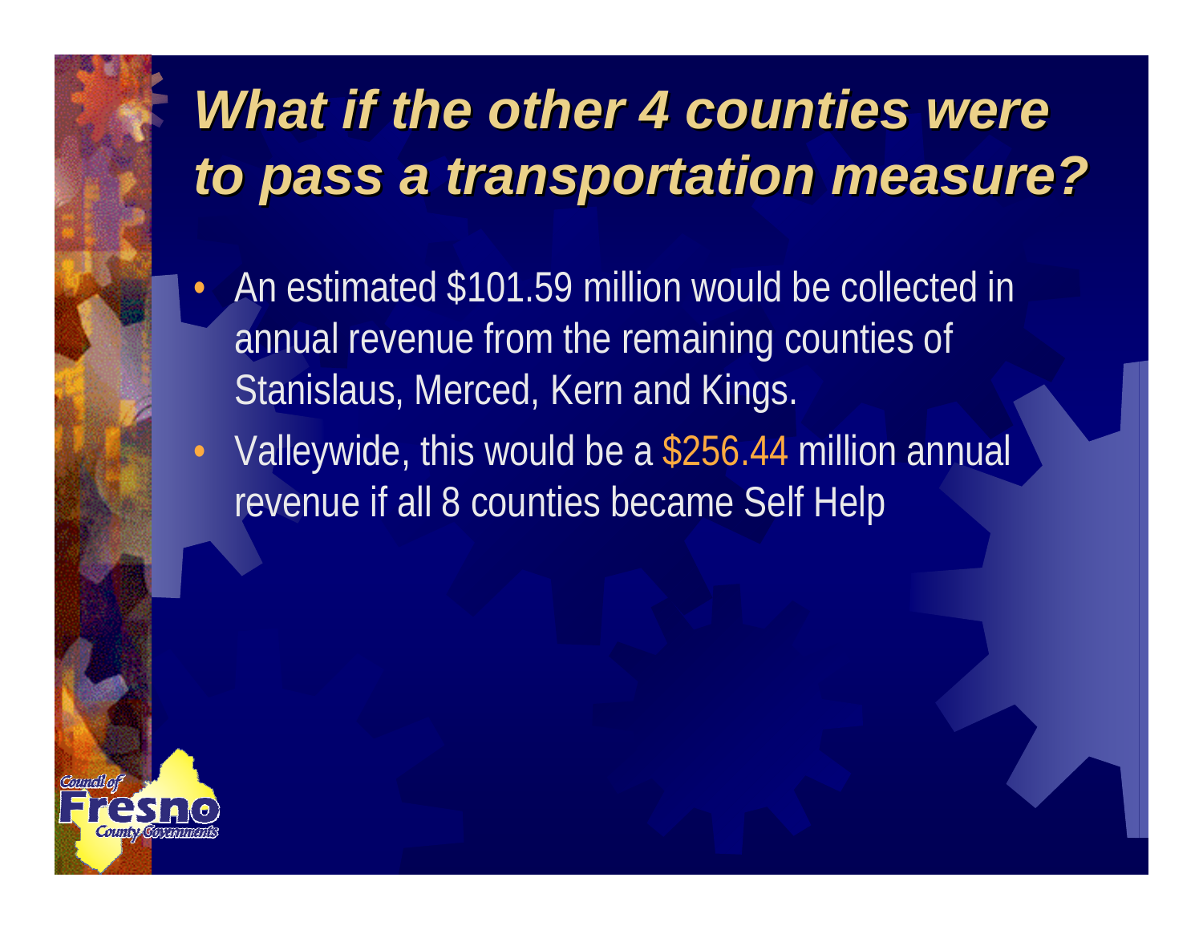# *What if the other 4 counties were to pass a transportation measure?*

- An estimated $101.59 million would be collected in annual revenue from the remaining counties of Stanislaus, Merced, Kern and Kings.
- Valleywide, this would be a $256.44 million annual revenue if all 8 counties became Self Help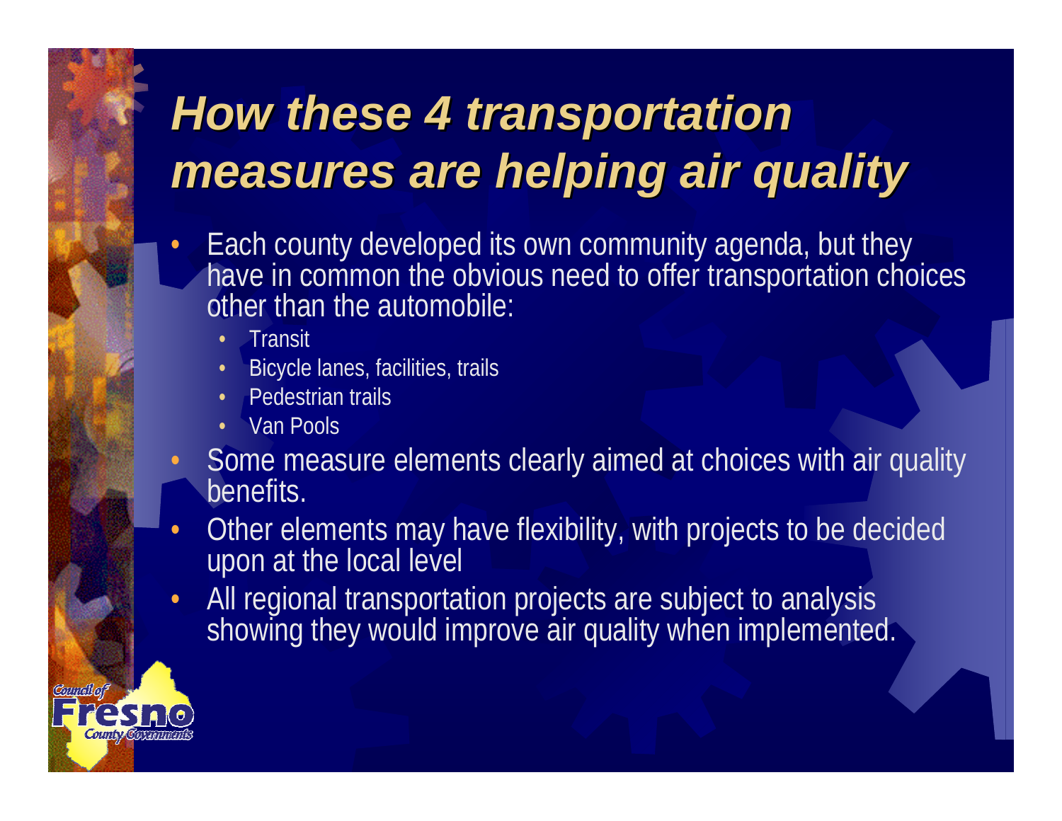# *How these 4 transportation measures are helping air quality*

- Each county developed its own community agenda, but they have in common the obvious need to offer transportation choices other than the automobile:
  - Transit
  - Bicycle lanes, facilities, trails
  - Pedestrian trails
  - Van Pools
- Some measure elements clearly aimed at choices with air quality benefits.
- Other elements may have flexibility, with projects to be decided upon at the local level
- All regional transportation projects are subject to analysis showing they would improve air quality when implemented.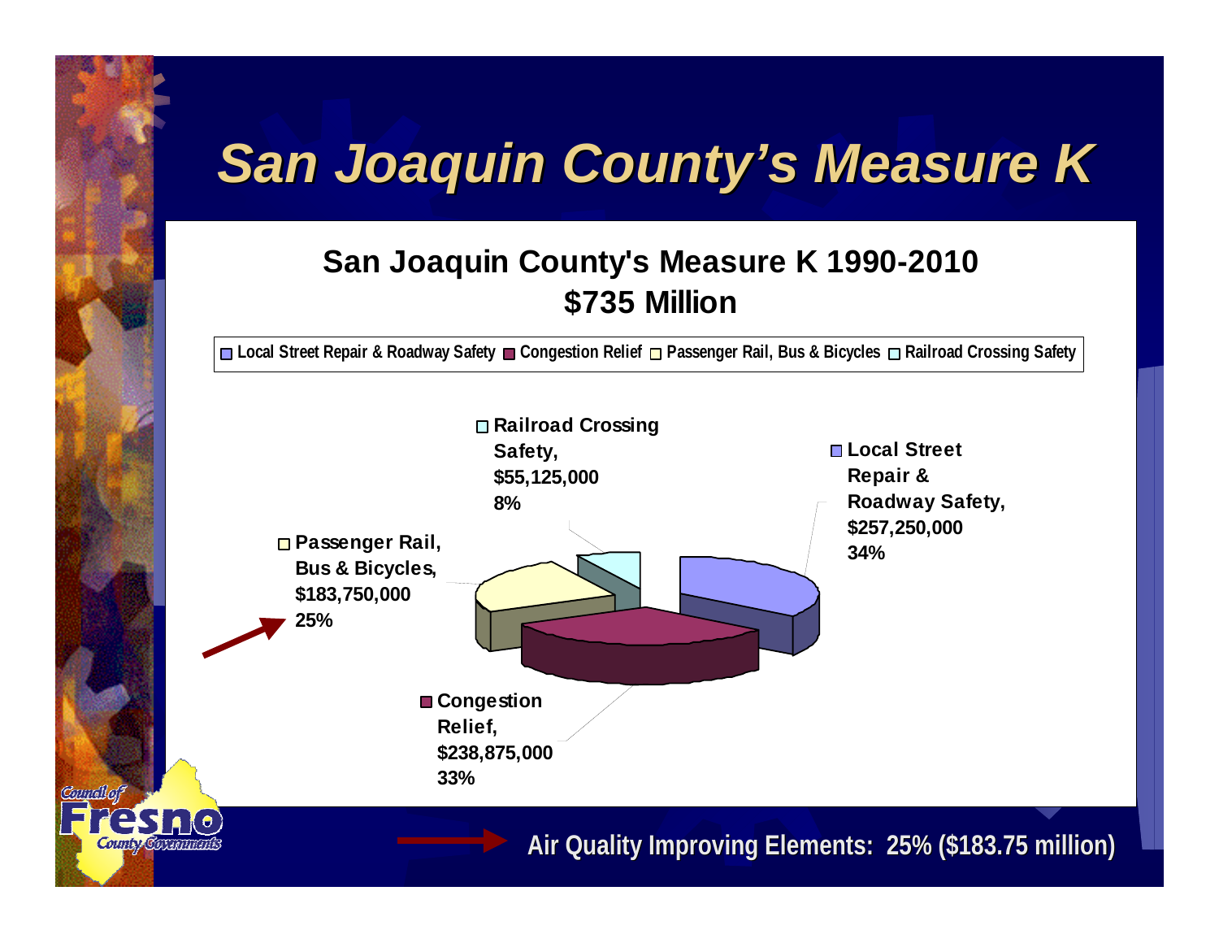# San Joaquin County's Measure K

## San Joaquin County's Measure K 1990-2010
## $735 Million

Local Street Repair & Roadway Safety | Congestion Relief | Passenger Rail, Bus & Bicycles | Railroad Crossing Safety

| Category | Amount | Percent |
|---|---|---|
| Local Street Repair & Roadway Safety | $257,250,000 | 34% |
| Congestion Relief | $238,875,000 | 33% |
| Passenger Rail, Bus & Bicycles | $183,750,000 | 25% |
| Railroad Crossing Safety | $55,125,000 | 8% |

**Air Quality Improving Elements: 25% ($183.75 million)**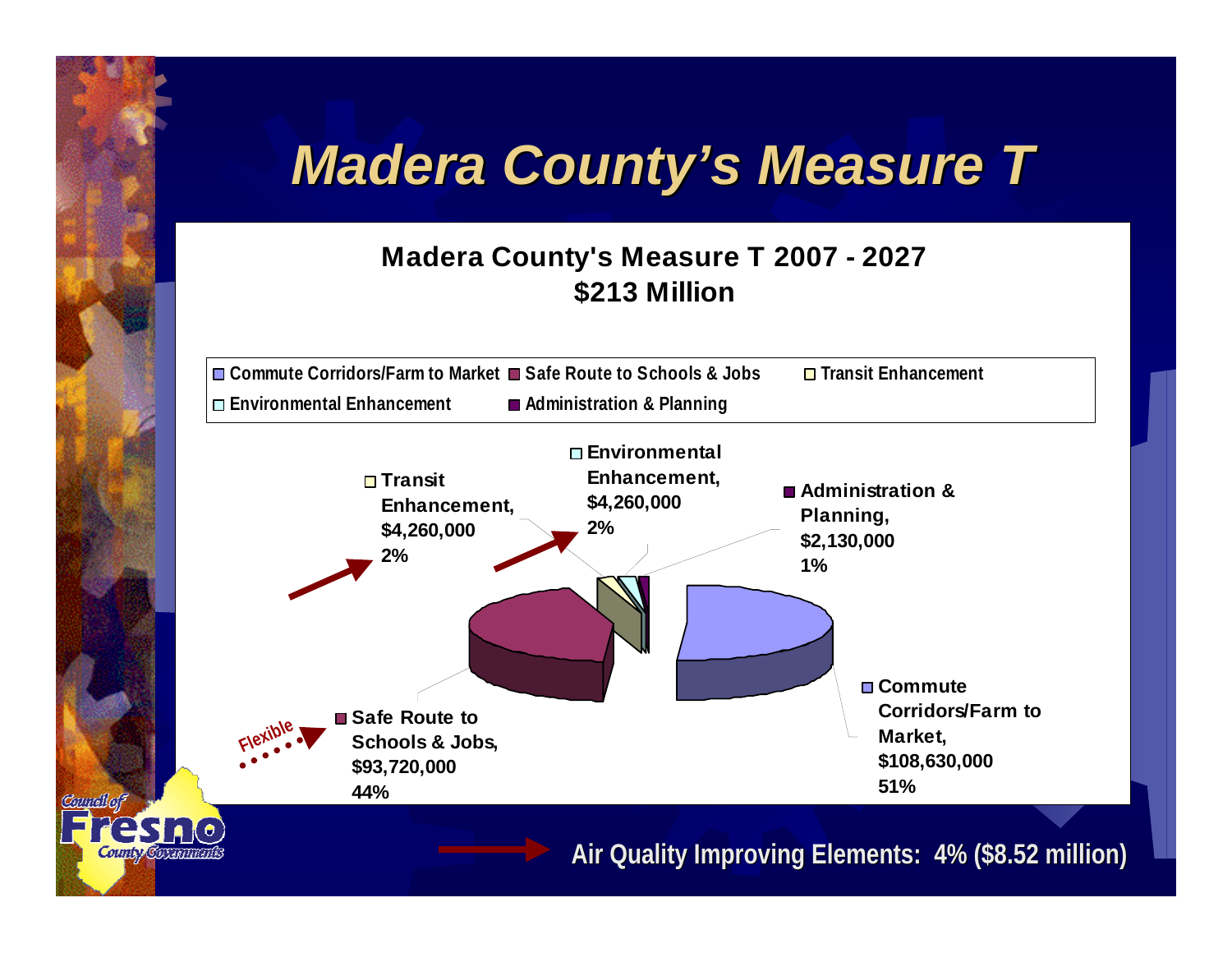# Madera County's Measure T

## Madera County's Measure T 2007 - 2027
## $213 Million

| Category | Amount | Percent |
|---|---|---|
| Commute Corridors/Farm to Market | $108,630,000 | 51% |
| Safe Route to Schools & Jobs | $93,720,000 | 44% |
| Transit Enhancement | $4,260,000 | 2% |
| Environmental Enhancement | $4,260,000 | 2% |
| Administration & Planning | $2,130,000 | 1% |

Flexible

Air Quality Improving Elements: 4% ($8.52 million)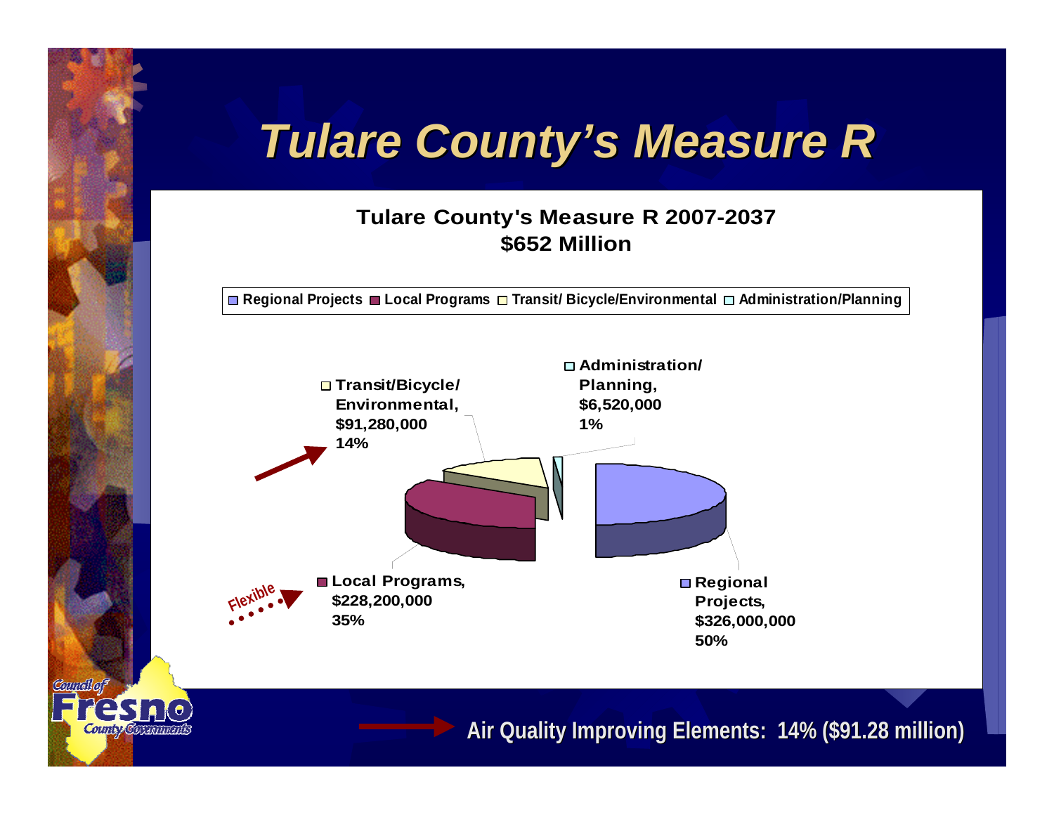# Tulare County's Measure R

## Tulare County's Measure R 2007-2037
## $652 Million

Regional Projects | Local Programs | Transit/ Bicycle/Environmental | Administration/Planning

- Transit/Bicycle/Environmental, $91,280,000, 14%
- Administration/Planning, $6,520,000, 1%
- Local Programs, $228,200,000, 35%
- Regional Projects, $326,000,000, 50%

Flexible

Air Quality Improving Elements: 14% ($91.28 million)

Council of Fresno County Governments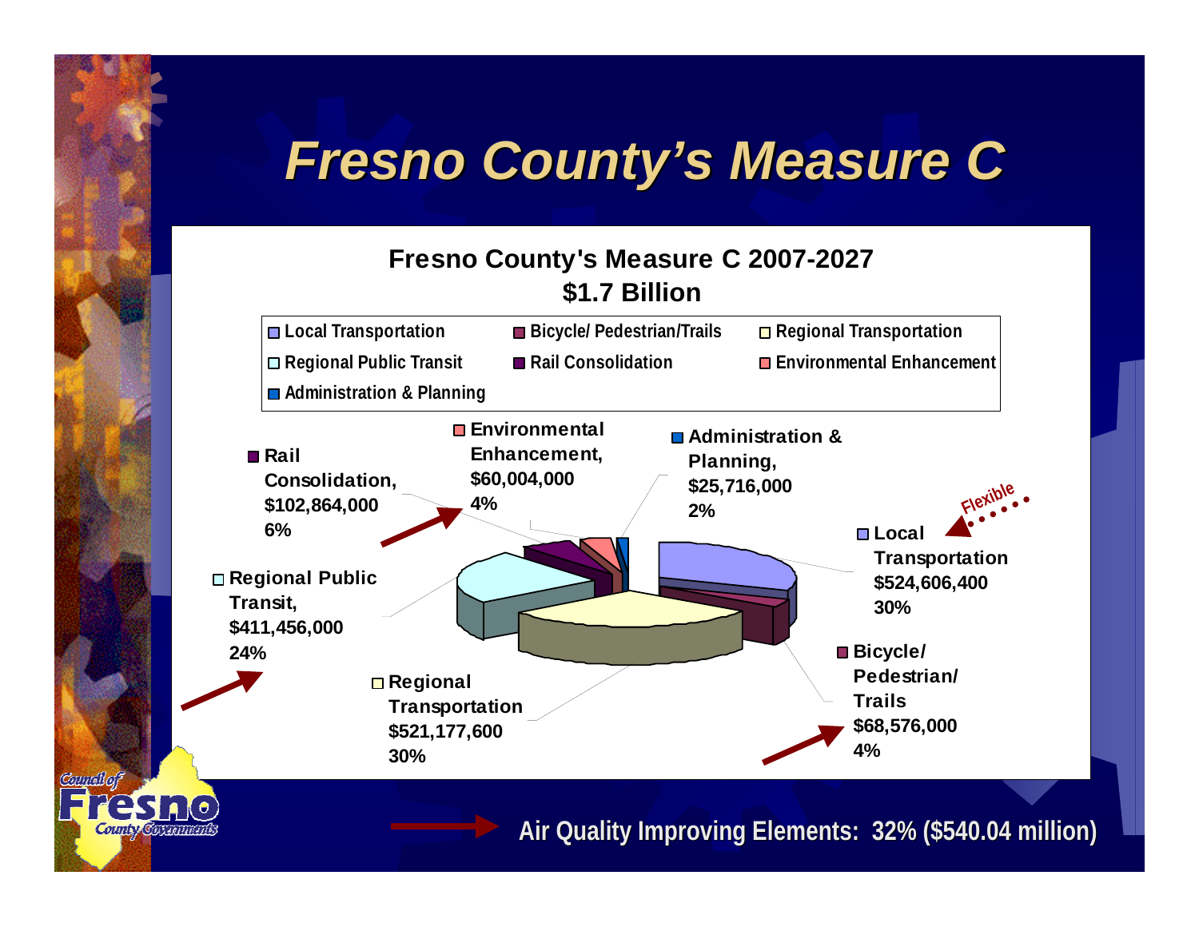# Fresno County's Measure C

## Fresno County's Measure C 2007-2027
## $1.7 Billion

| Category | Amount | Share |
|---|---|---|
| Local Transportation | $524,606,400 | 30% |
| Bicycle/ Pedestrian/ Trails | $68,576,000 | 4% |
| Regional Transportation | $521,177,600 | 30% |
| Regional Public Transit | $411,456,000 | 24% |
| Rail Consolidation | $102,864,000 | 6% |
| Environmental Enhancement | $60,004,000 | 4% |
| Administration & Planning | $25,716,000 | 2% |

Flexible

**Air Quality Improving Elements: 32% ($540.04 million)**

Council of Fresno County Governments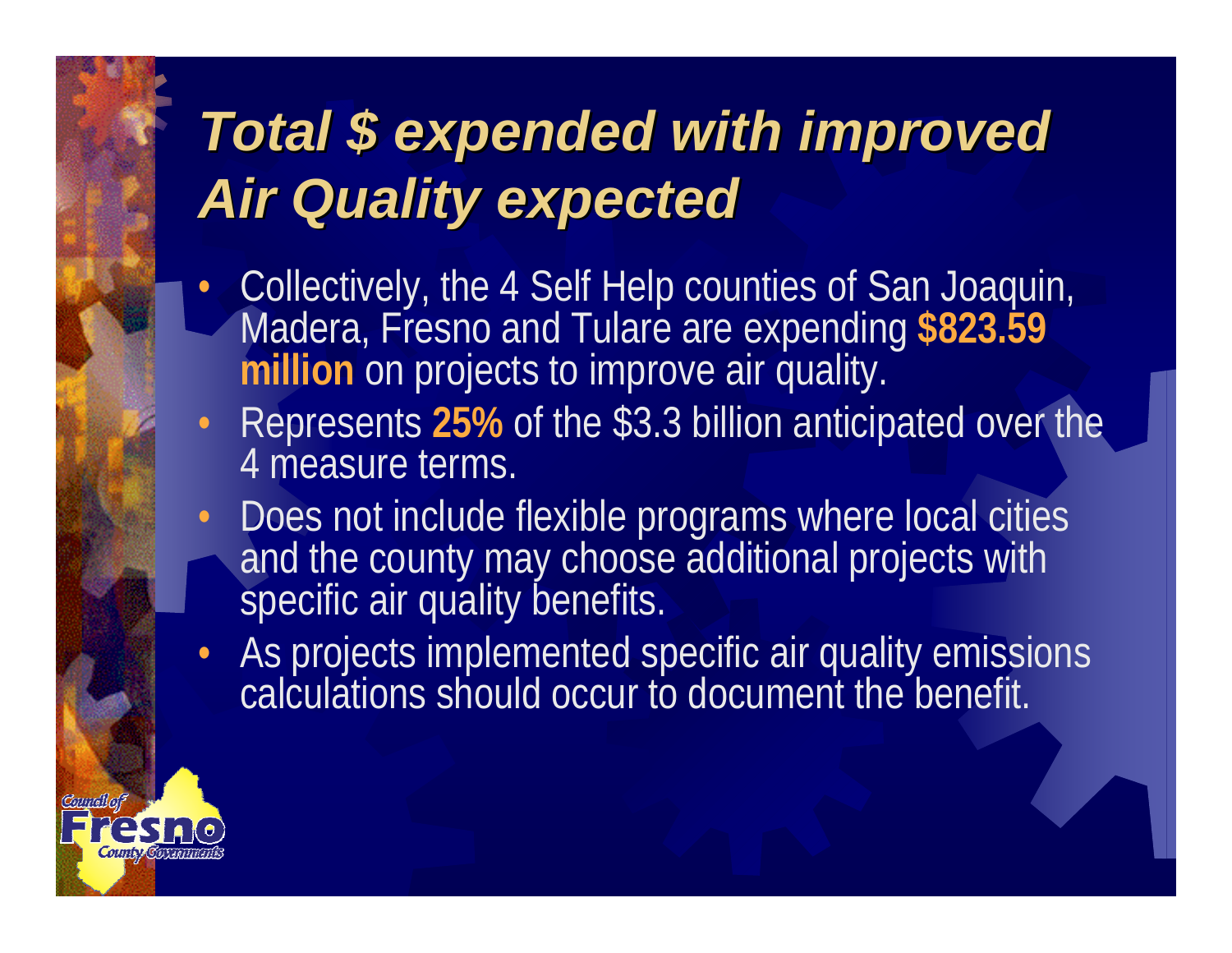# *Total $ expended with improved Air Quality expected*

- Collectively, the 4 Self Help counties of San Joaquin, Madera, Fresno and Tulare are expending **$823.59 million** on projects to improve air quality.
- Represents **25%** of the $3.3 billion anticipated over the 4 measure terms.
- Does not include flexible programs where local cities and the county may choose additional projects with specific air quality benefits.
- As projects implemented specific air quality emissions calculations should occur to document the benefit.

Council of Fresno County Governments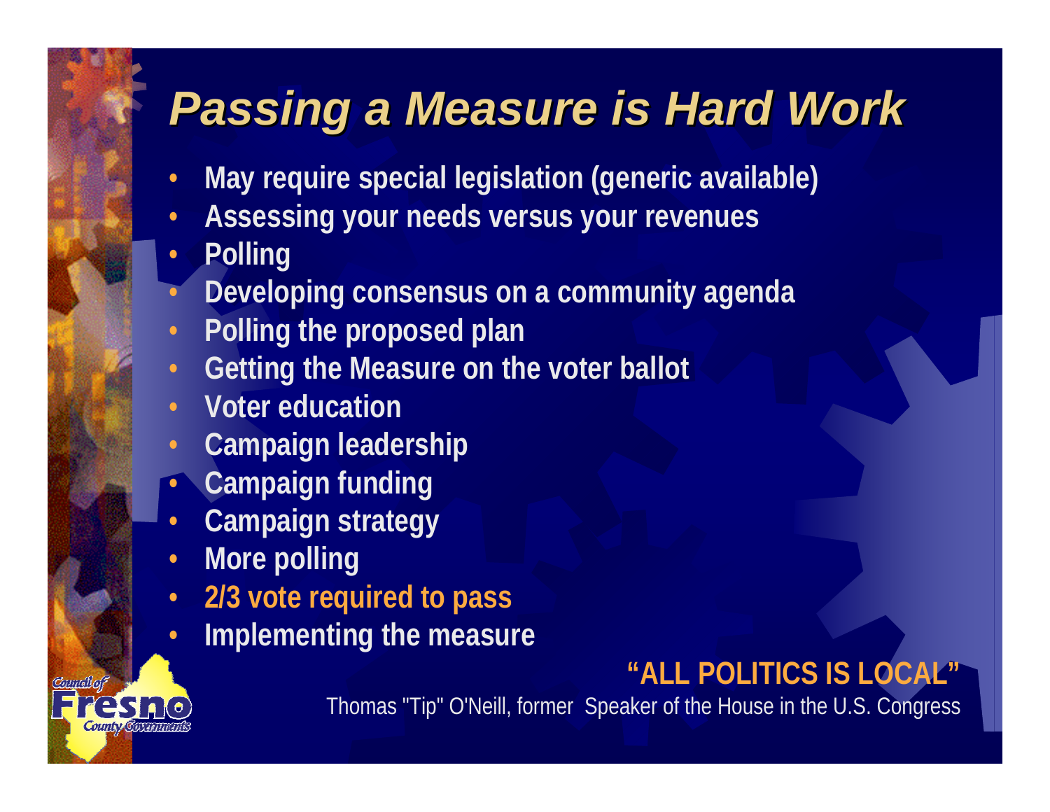# Passing a Measure is Hard Work

- May require special legislation (generic available)
- Assessing your needs versus your revenues
- Polling
- Developing consensus on a community agenda
- Polling the proposed plan
- Getting the Measure on the voter ballot
- Voter education
- Campaign leadership
- Campaign funding
- Campaign strategy
- More polling
- 2/3 vote required to pass
- Implementing the measure

**"ALL POLITICS IS LOCAL"**

Thomas "Tip" O'Neill, former Speaker of the House in the U.S. Congress

Council of Fresno County Governments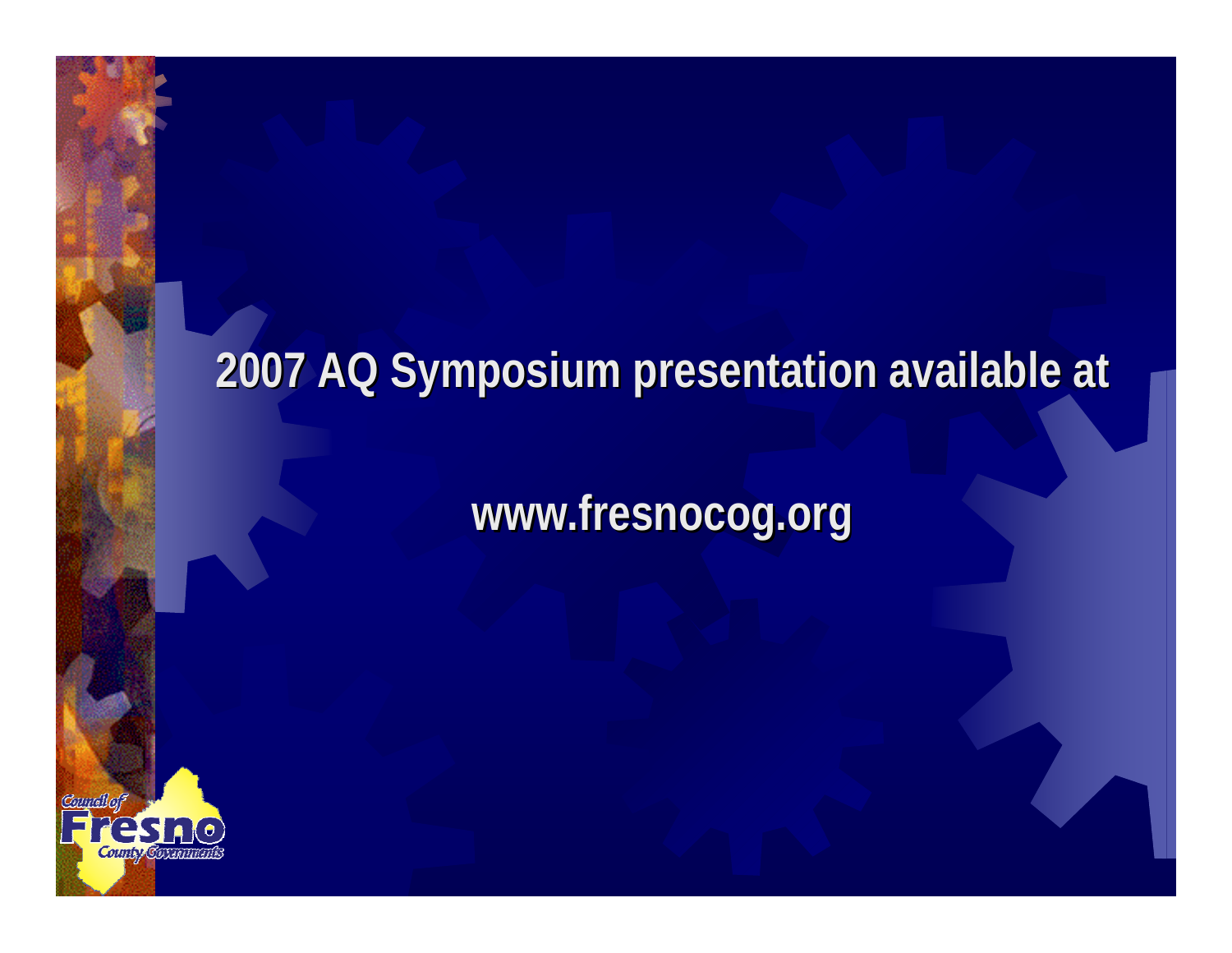# 2007 AQ Symposium presentation available at

www.fresnocog.org

Council of Fresno County Governments